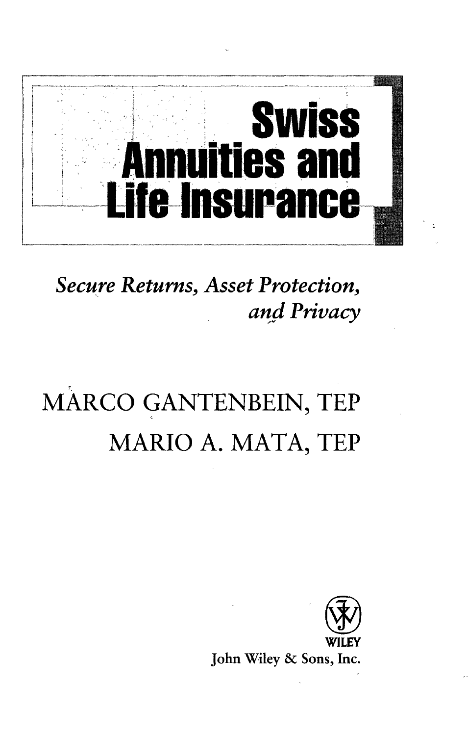# Swiss Annuities and Life Insurance

*Secure Returns, Asset Protection, and Privacy*

MARCO GANTENBEIN, TEP

MARIO A. MATA, TEP

WILEY

John Wiley & Sons, Inc.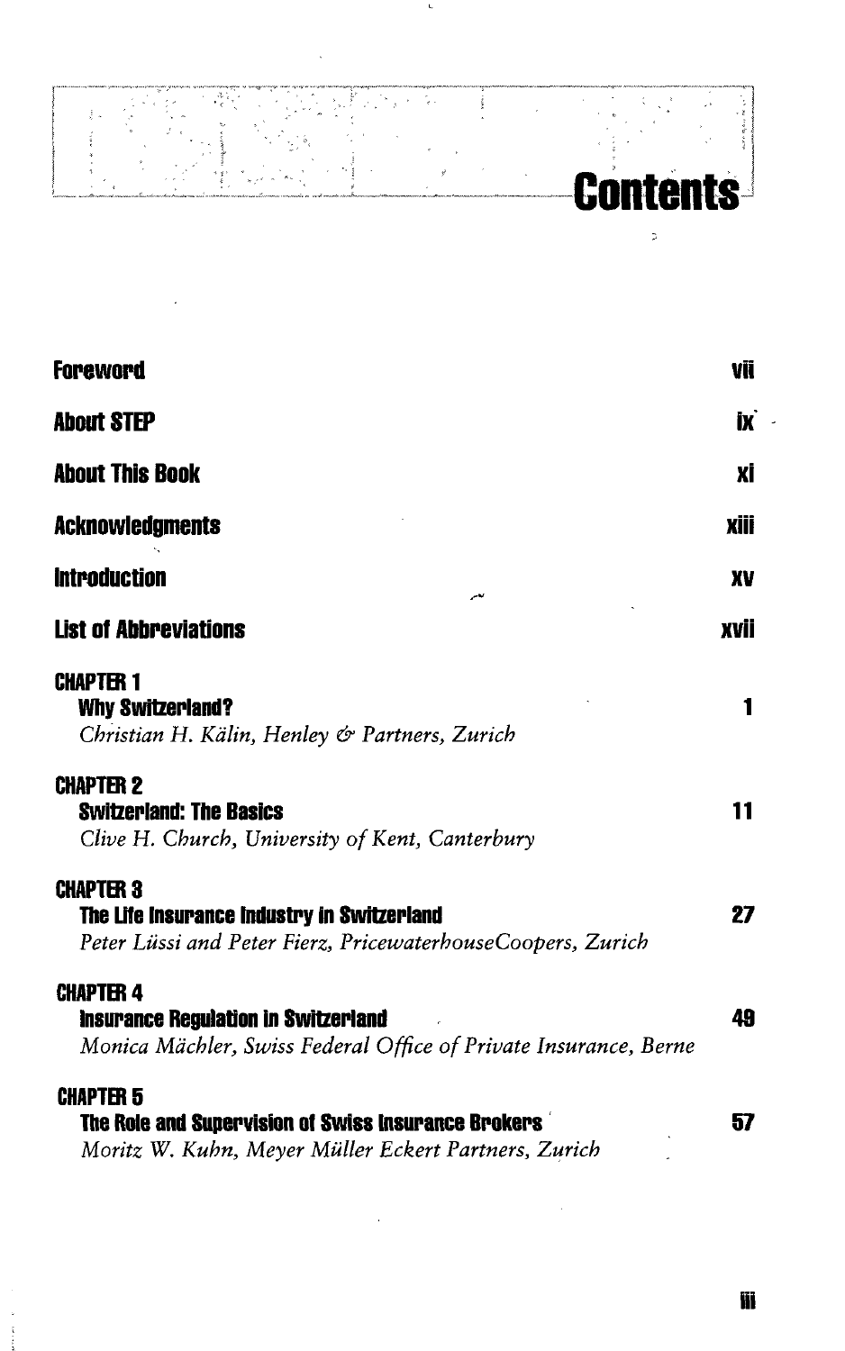# Contents

| | |
|---|---|
| **Foreword** | **vii** |
| **About STEP** | **ix** |
| **About This Book** | **xi** |
| **Acknowledgments** | **xiii** |
| **Introduction** | **xv** |
| **List of Abbreviations** | **xvii** |
| **CHAPTER 1**<br>**Why Switzerland?**<br>*Christian H. Kälin, Henley & Partners, Zurich* | **1** |
| **CHAPTER 2**<br>**Switzerland: The Basics**<br>*Clive H. Church, University of Kent, Canterbury* | **11** |
| **CHAPTER 3**<br>**The Life Insurance Industry in Switzerland**<br>*Peter Lüssi and Peter Fierz, PricewaterhouseCoopers, Zurich* | **27** |
| **CHAPTER 4**<br>**Insurance Regulation in Switzerland**<br>*Monica Mächler, Swiss Federal Office of Private Insurance, Berne* | **49** |
| **CHAPTER 5**<br>**The Role and Supervision of Swiss Insurance Brokers**<br>*Moritz W. Kuhn, Meyer Müller Eckert Partners, Zurich* | **57** |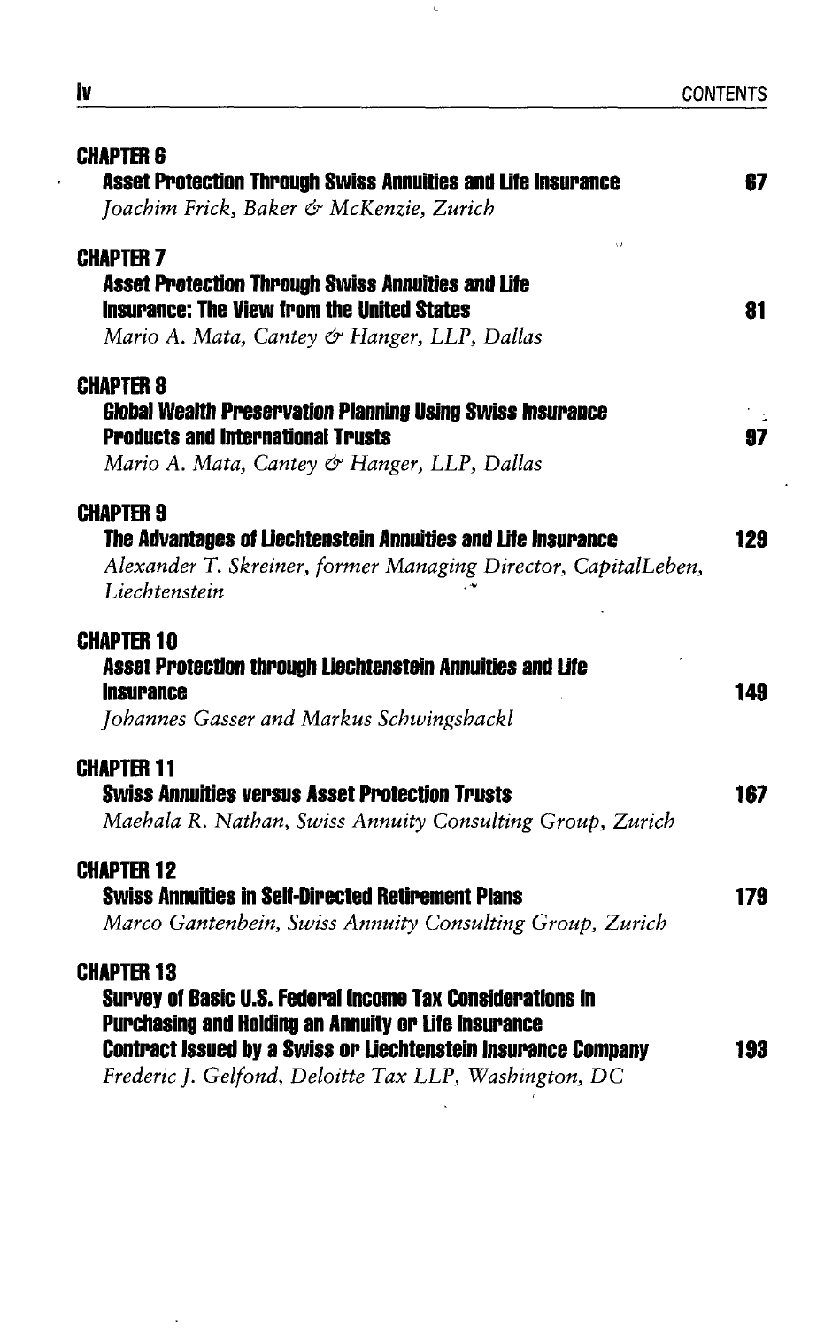**CHAPTER 6**
**Asset Protection Through Swiss Annuities and Life Insurance** 67
*Joachim Frick, Baker & McKenzie, Zurich*

**CHAPTER 7**
**Asset Protection Through Swiss Annuities and Life Insurance: The View from the United States** 81
*Mario A. Mata, Cantey & Hanger, LLP, Dallas*

**CHAPTER 8**
**Global Wealth Preservation Planning Using Swiss Insurance Products and International Trusts** 97
*Mario A. Mata, Cantey & Hanger, LLP, Dallas*

**CHAPTER 9**
**The Advantages of Liechtenstein Annuities and Life Insurance** 129
*Alexander T. Skreiner, former Managing Director, CapitalLeben, Liechtenstein*

**CHAPTER 10**
**Asset Protection through Liechtenstein Annuities and Life Insurance** 149
*Johannes Gasser and Markus Schwingshackl*

**CHAPTER 11**
**Swiss Annuities versus Asset Protection Trusts** 167
*Maehala R. Nathan, Swiss Annuity Consulting Group, Zurich*

**CHAPTER 12**
**Swiss Annuities in Self-Directed Retirement Plans** 179
*Marco Gantenbein, Swiss Annuity Consulting Group, Zurich*

**CHAPTER 13**
**Survey of Basic U.S. Federal Income Tax Considerations in Purchasing and Holding an Annuity or Life Insurance Contract Issued by a Swiss or Liechtenstein Insurance Company** 193
*Frederic J. Gelfond, Deloitte Tax LLP, Washington, DC*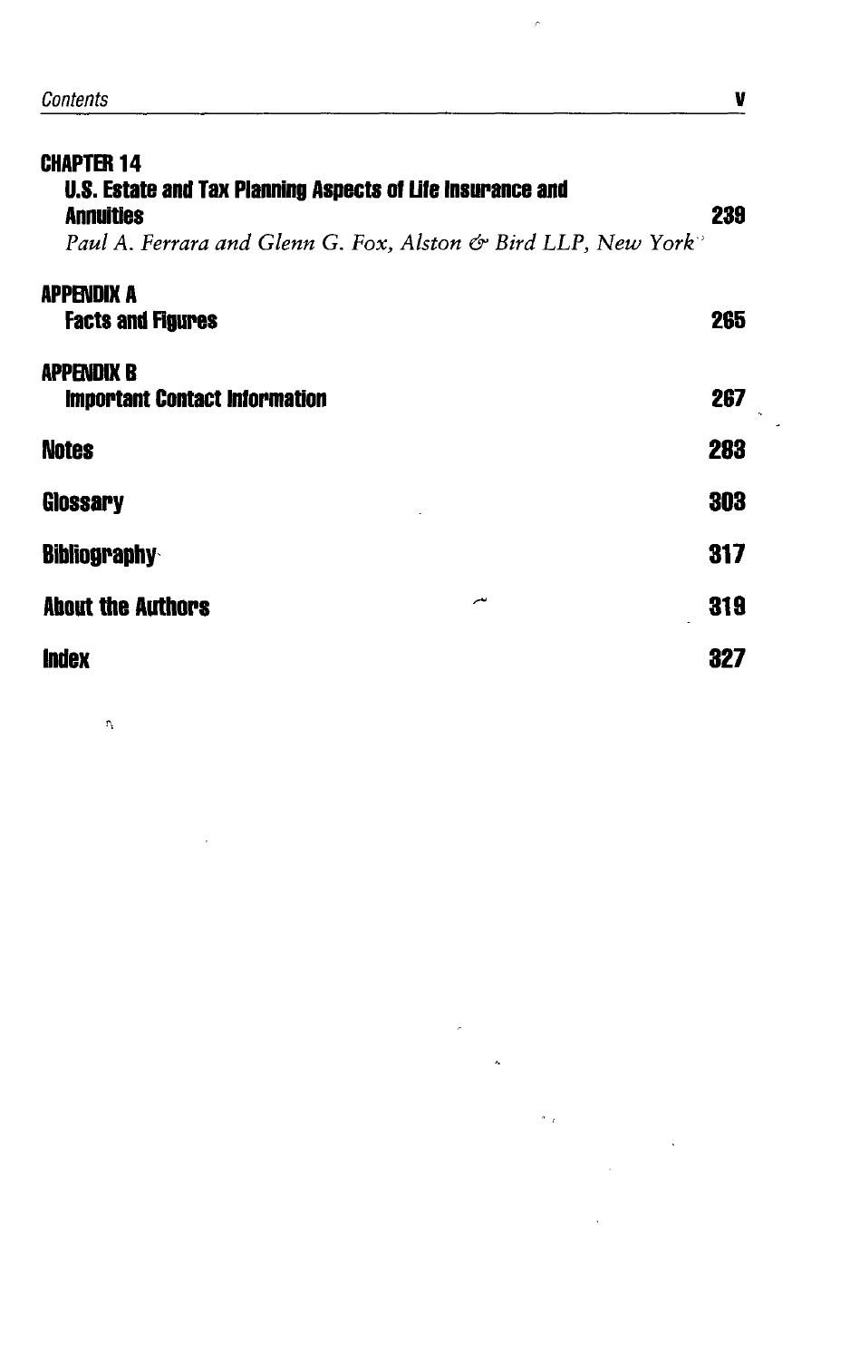**CHAPTER 14**
**U.S. Estate and Tax Planning Aspects of Life Insurance and Annuities** 239
*Paul A. Ferrara and Glenn G. Fox, Alston & Bird LLP, New York*

**APPENDIX A**
**Facts and Figures** 265

**APPENDIX B**
**Important Contact Information** 267

**Notes** 283

**Glossary** 303

**Bibliography** 317

**About the Authors** 319

**Index** 327